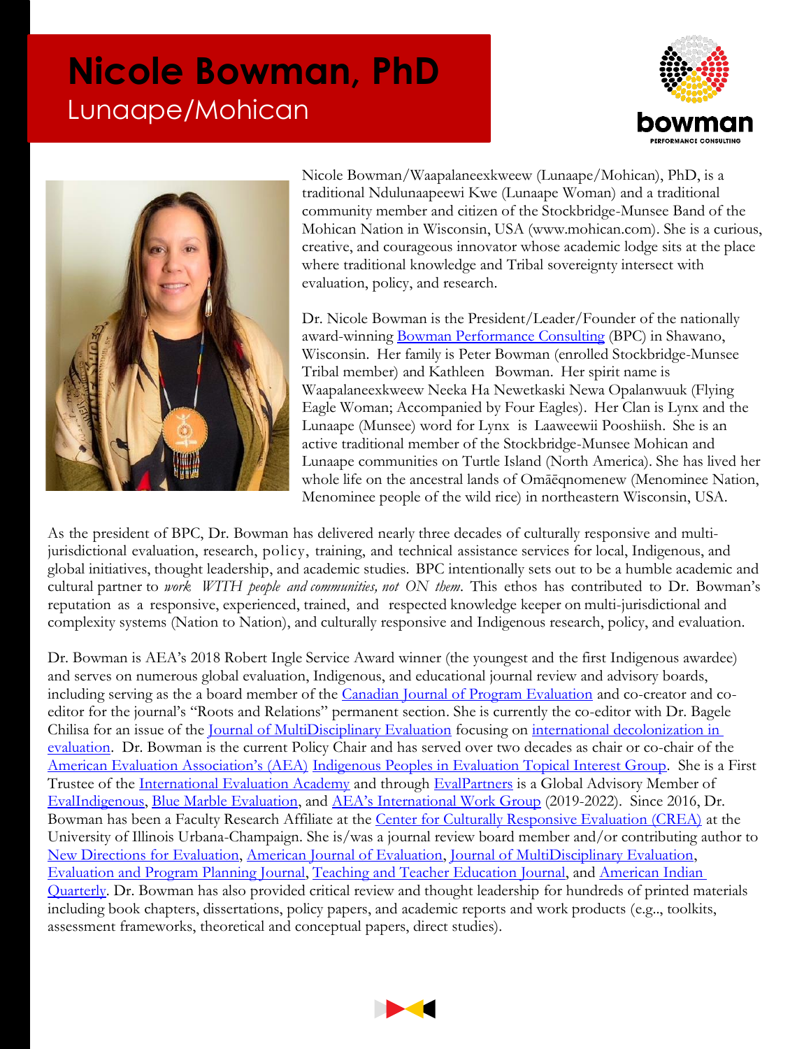# Nicole Bowman, PhD

## Lunaape/Mohican

Nicole Bowman/Waapalaneexkweew (Lunaape/Mohican), PhD, is a traditional Ndulunaapeewi Kwe (Lunaape Woman) and a traditional community member and citizen of the Stockbridge-Munsee Band of the Mohican Nation in Wisconsin, USA (www.mohican.com). She is a curious, creative, and courageous innovator whose academic lodge sits at the place where traditional knowledge and Tribal sovereignty intersect with evaluation, policy, and research.

Dr. Nicole Bowman is the President/Leader/Founder of the nationally award-winning Bowman Performance Consulting (BPC) in Shawano, Wisconsin. Her family is Peter Bowman (enrolled Stockbridge-Munsee Tribal member) and Kathleen Bowman. Her spirit name is Waapalaneexkweew Neeka Ha Newetkaski Newa Opalanwuuk (Flying Eagle Woman; Accompanied by Four Eagles). Her Clan is Lynx and the Lunaape (Munsee) word for Lynx is Laaweewii Pooshiish. She is an active traditional member of the Stockbridge-Munsee Mohican and Lunaape communities on Turtle Island (North America). She has lived her whole life on the ancestral lands of Omāēqnomenew (Menominee Nation, Menominee people of the wild rice) in northeastern Wisconsin, USA.

As the president of BPC, Dr. Bowman has delivered nearly three decades of culturally responsive and multi-jurisdictional evaluation, research, policy, training, and technical assistance services for local, Indigenous, and global initiatives, thought leadership, and academic studies. BPC intentionally sets out to be a humble academic and cultural partner to *work WITH people and communities, not ON them*. This ethos has contributed to Dr. Bowman's reputation as a responsive, experienced, trained, and respected knowledge keeper on multi-jurisdictional and complexity systems (Nation to Nation), and culturally responsive and Indigenous research, policy, and evaluation.

Dr. Bowman is AEA's 2018 Robert Ingle Service Award winner (the youngest and the first Indigenous awardee) and serves on numerous global evaluation, Indigenous, and educational journal review and advisory boards, including serving as the a board member of the Canadian Journal of Program Evaluation and co-creator and co-editor for the journal's "Roots and Relations" permanent section. She is currently the co-editor with Dr. Bagele Chilisa for an issue of the Journal of MultiDisciplinary Evaluation focusing on international decolonization in evaluation. Dr. Bowman is the current Policy Chair and has served over two decades as chair or co-chair of the American Evaluation Association's (AEA) Indigenous Peoples in Evaluation Topical Interest Group. She is a First Trustee of the International Evaluation Academy and through EvalPartners is a Global Advisory Member of EvalIndigenous, Blue Marble Evaluation, and AEA's International Work Group (2019-2022). Since 2016, Dr. Bowman has been a Faculty Research Affiliate at the Center for Culturally Responsive Evaluation (CREA) at the University of Illinois Urbana-Champaign. She is/was a journal review board member and/or contributing author to New Directions for Evaluation, American Journal of Evaluation, Journal of MultiDisciplinary Evaluation, Evaluation and Program Planning Journal, Teaching and Teacher Education Journal, and American Indian Quarterly. Dr. Bowman has also provided critical review and thought leadership for hundreds of printed materials including book chapters, dissertations, policy papers, and academic reports and work products (e.g.., toolkits, assessment frameworks, theoretical and conceptual papers, direct studies).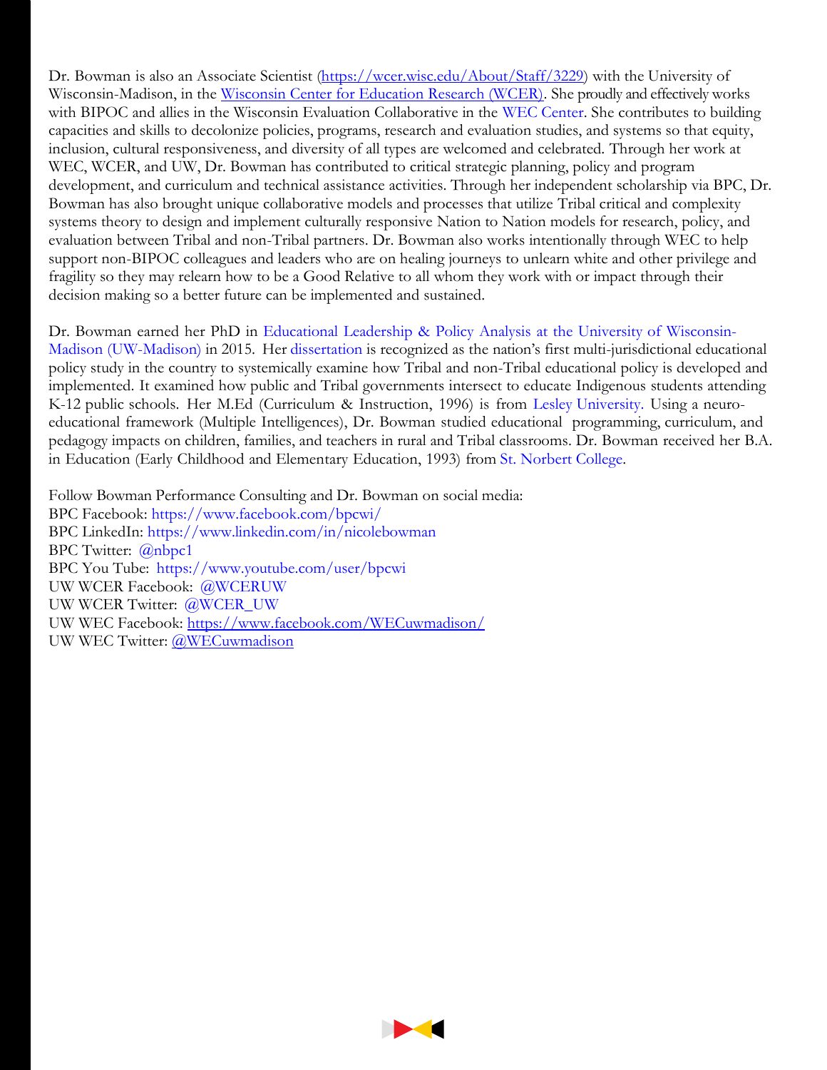Dr. Bowman is also an Associate Scientist (https://wcer.wisc.edu/About/Staff/3229) with the University of Wisconsin-Madison, in the Wisconsin Center for Education Research (WCER). She proudly and effectively works with BIPOC and allies in the Wisconsin Evaluation Collaborative in the WEC Center. She contributes to building capacities and skills to decolonize policies, programs, research and evaluation studies, and systems so that equity, inclusion, cultural responsiveness, and diversity of all types are welcomed and celebrated. Through her work at WEC, WCER, and UW, Dr. Bowman has contributed to critical strategic planning, policy and program development, and curriculum and technical assistance activities. Through her independent scholarship via BPC, Dr. Bowman has also brought unique collaborative models and processes that utilize Tribal critical and complexity systems theory to design and implement culturally responsive Nation to Nation models for research, policy, and evaluation between Tribal and non-Tribal partners. Dr. Bowman also works intentionally through WEC to help support non-BIPOC colleagues and leaders who are on healing journeys to unlearn white and other privilege and fragility so they may relearn how to be a Good Relative to all whom they work with or impact through their decision making so a better future can be implemented and sustained.

Dr. Bowman earned her PhD in Educational Leadership & Policy Analysis at the University of Wisconsin-Madison (UW-Madison) in 2015. Her dissertation is recognized as the nation's first multi-jurisdictional educational policy study in the country to systemically examine how Tribal and non-Tribal educational policy is developed and implemented. It examined how public and Tribal governments intersect to educate Indigenous students attending K-12 public schools. Her M.Ed (Curriculum & Instruction, 1996) is from Lesley University. Using a neuro-educational framework (Multiple Intelligences), Dr. Bowman studied educational programming, curriculum, and pedagogy impacts on children, families, and teachers in rural and Tribal classrooms. Dr. Bowman received her B.A. in Education (Early Childhood and Elementary Education, 1993) from St. Norbert College.

Follow Bowman Performance Consulting and Dr. Bowman on social media:
BPC Facebook: https://www.facebook.com/bpcwi/
BPC LinkedIn: https://www.linkedin.com/in/nicolebowman
BPC Twitter: @nbpc1
BPC You Tube: https://www.youtube.com/user/bpcwi
UW WCER Facebook: @WCERUW
UW WCER Twitter: @WCER_UW
UW WEC Facebook: https://www.facebook.com/WECuwmadison/
UW WEC Twitter: @WECuwmadison